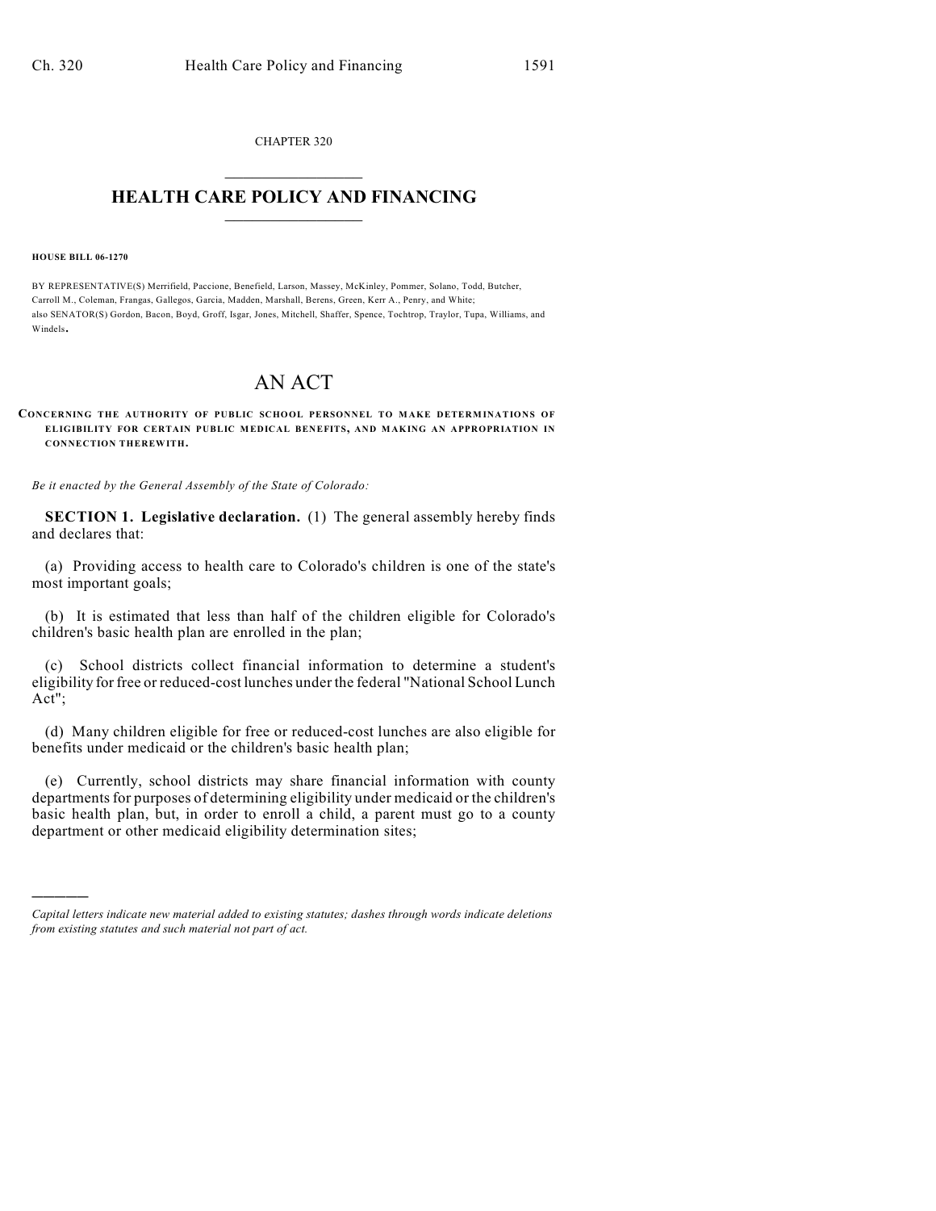CHAPTER 320

# HEALTH CARE POLICY AND FINANCING

**HOUSE BILL 06-1270**

BY REPRESENTATIVE(S) Merrifield, Paccione, Benefield, Larson, Massey, McKinley, Pommer, Solano, Todd, Butcher, Carroll M., Coleman, Frangas, Gallegos, Garcia, Madden, Marshall, Berens, Green, Kerr A., Penry, and White; also SENATOR(S) Gordon, Bacon, Boyd, Groff, Isgar, Jones, Mitchell, Shaffer, Spence, Tochtrop, Traylor, Tupa, Williams, and Windels.

# AN ACT

**CONCERNING THE AUTHORITY OF PUBLIC SCHOOL PERSONNEL TO MAKE DETERMINATIONS OF ELIGIBILITY FOR CERTAIN PUBLIC MEDICAL BENEFITS, AND MAKING AN APPROPRIATION IN CONNECTION THEREWITH.**

*Be it enacted by the General Assembly of the State of Colorado:*

**SECTION 1. Legislative declaration.** (1) The general assembly hereby finds and declares that:

(a) Providing access to health care to Colorado's children is one of the state's most important goals;

(b) It is estimated that less than half of the children eligible for Colorado's children's basic health plan are enrolled in the plan;

(c) School districts collect financial information to determine a student's eligibility for free or reduced-cost lunches under the federal "National School Lunch Act";

(d) Many children eligible for free or reduced-cost lunches are also eligible for benefits under medicaid or the children's basic health plan;

(e) Currently, school districts may share financial information with county departments for purposes of determining eligibility under medicaid or the children's basic health plan, but, in order to enroll a child, a parent must go to a county department or other medicaid eligibility determination sites;

---

*Capital letters indicate new material added to existing statutes; dashes through words indicate deletions from existing statutes and such material not part of act.*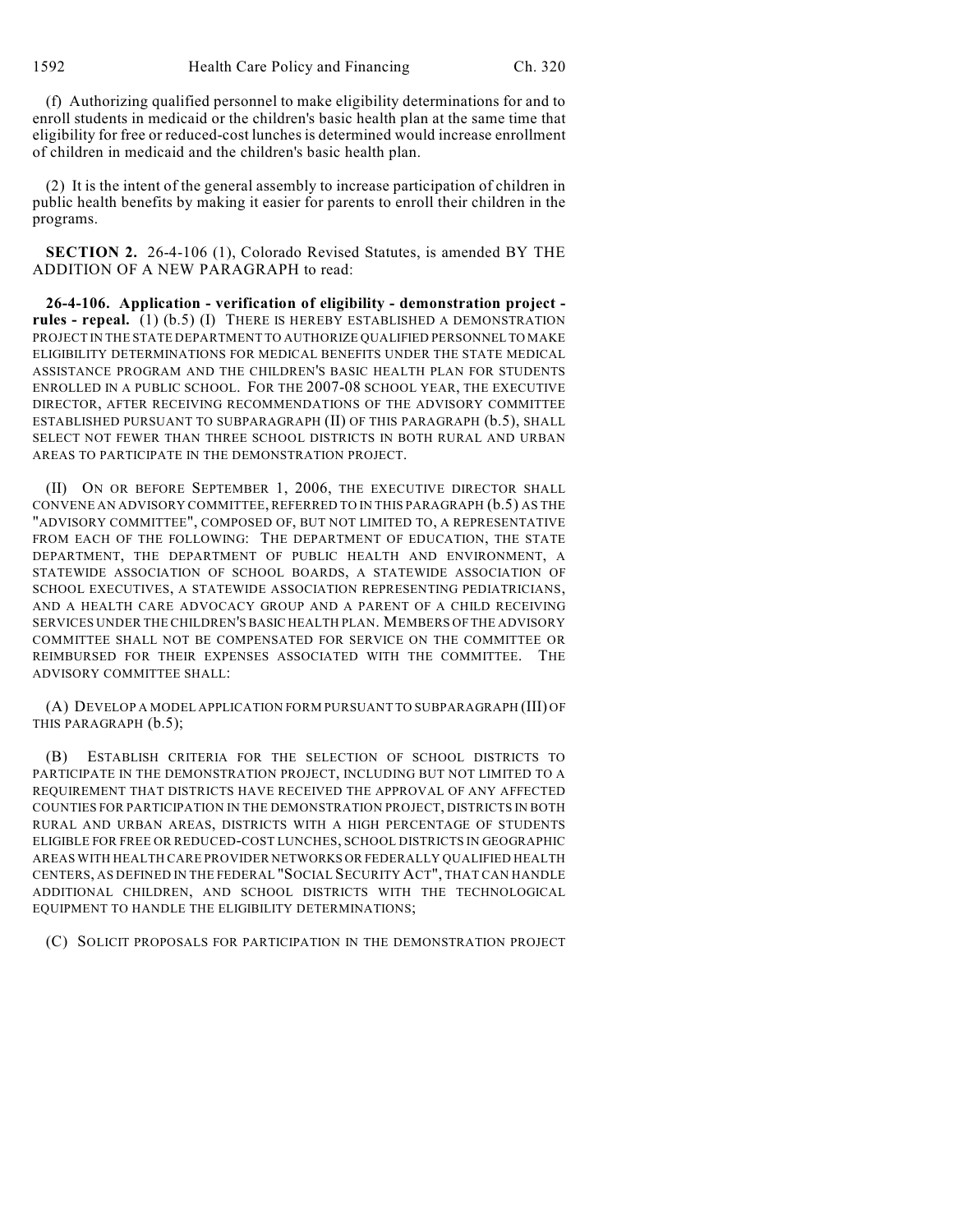(f) Authorizing qualified personnel to make eligibility determinations for and to enroll students in medicaid or the children's basic health plan at the same time that eligibility for free or reduced-cost lunches is determined would increase enrollment of children in medicaid and the children's basic health plan.

(2) It is the intent of the general assembly to increase participation of children in public health benefits by making it easier for parents to enroll their children in the programs.

**SECTION 2.** 26-4-106 (1), Colorado Revised Statutes, is amended BY THE ADDITION OF A NEW PARAGRAPH to read:

**26-4-106. Application - verification of eligibility - demonstration project - rules - repeal.** (1) (b.5) (I) THERE IS HEREBY ESTABLISHED A DEMONSTRATION PROJECT IN THE STATE DEPARTMENT TO AUTHORIZE QUALIFIED PERSONNEL TO MAKE ELIGIBILITY DETERMINATIONS FOR MEDICAL BENEFITS UNDER THE STATE MEDICAL ASSISTANCE PROGRAM AND THE CHILDREN'S BASIC HEALTH PLAN FOR STUDENTS ENROLLED IN A PUBLIC SCHOOL. FOR THE 2007-08 SCHOOL YEAR, THE EXECUTIVE DIRECTOR, AFTER RECEIVING RECOMMENDATIONS OF THE ADVISORY COMMITTEE ESTABLISHED PURSUANT TO SUBPARAGRAPH (II) OF THIS PARAGRAPH (b.5), SHALL SELECT NOT FEWER THAN THREE SCHOOL DISTRICTS IN BOTH RURAL AND URBAN AREAS TO PARTICIPATE IN THE DEMONSTRATION PROJECT.

(II) ON OR BEFORE SEPTEMBER 1, 2006, THE EXECUTIVE DIRECTOR SHALL CONVENE AN ADVISORY COMMITTEE, REFERRED TO IN THIS PARAGRAPH (b.5) AS THE "ADVISORY COMMITTEE", COMPOSED OF, BUT NOT LIMITED TO, A REPRESENTATIVE FROM EACH OF THE FOLLOWING: THE DEPARTMENT OF EDUCATION, THE STATE DEPARTMENT, THE DEPARTMENT OF PUBLIC HEALTH AND ENVIRONMENT, A STATEWIDE ASSOCIATION OF SCHOOL BOARDS, A STATEWIDE ASSOCIATION OF SCHOOL EXECUTIVES, A STATEWIDE ASSOCIATION REPRESENTING PEDIATRICIANS, AND A HEALTH CARE ADVOCACY GROUP AND A PARENT OF A CHILD RECEIVING SERVICES UNDER THE CHILDREN'S BASIC HEALTH PLAN. MEMBERS OF THE ADVISORY COMMITTEE SHALL NOT BE COMPENSATED FOR SERVICE ON THE COMMITTEE OR REIMBURSED FOR THEIR EXPENSES ASSOCIATED WITH THE COMMITTEE. THE ADVISORY COMMITTEE SHALL:

(A) DEVELOP A MODEL APPLICATION FORM PURSUANT TO SUBPARAGRAPH (III) OF THIS PARAGRAPH (b.5);

(B) ESTABLISH CRITERIA FOR THE SELECTION OF SCHOOL DISTRICTS TO PARTICIPATE IN THE DEMONSTRATION PROJECT, INCLUDING BUT NOT LIMITED TO A REQUIREMENT THAT DISTRICTS HAVE RECEIVED THE APPROVAL OF ANY AFFECTED COUNTIES FOR PARTICIPATION IN THE DEMONSTRATION PROJECT, DISTRICTS IN BOTH RURAL AND URBAN AREAS, DISTRICTS WITH A HIGH PERCENTAGE OF STUDENTS ELIGIBLE FOR FREE OR REDUCED-COST LUNCHES, SCHOOL DISTRICTS IN GEOGRAPHIC AREAS WITH HEALTH CARE PROVIDER NETWORKS OR FEDERALLY QUALIFIED HEALTH CENTERS, AS DEFINED IN THE FEDERAL "SOCIAL SECURITY ACT", THAT CAN HANDLE ADDITIONAL CHILDREN, AND SCHOOL DISTRICTS WITH THE TECHNOLOGICAL EQUIPMENT TO HANDLE THE ELIGIBILITY DETERMINATIONS;

(C) SOLICIT PROPOSALS FOR PARTICIPATION IN THE DEMONSTRATION PROJECT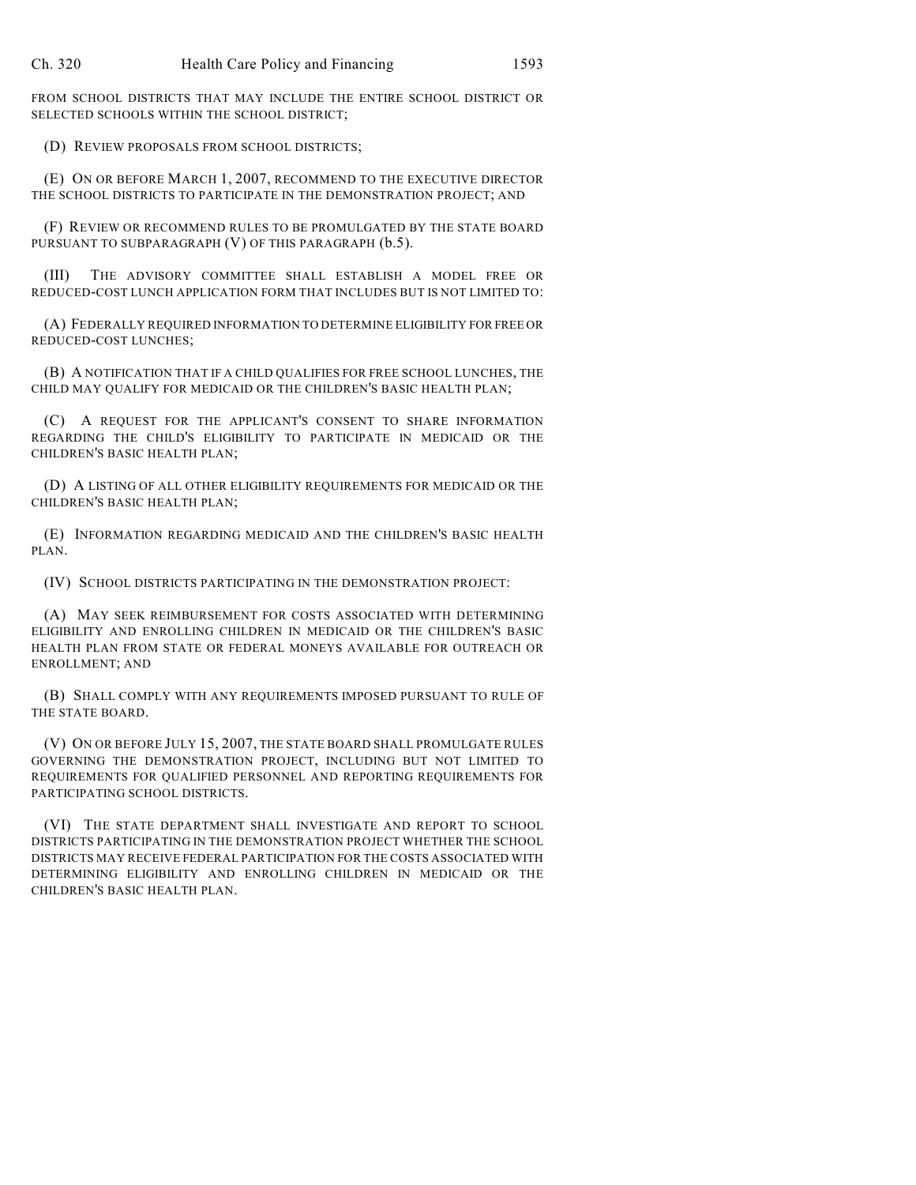FROM SCHOOL DISTRICTS THAT MAY INCLUDE THE ENTIRE SCHOOL DISTRICT OR SELECTED SCHOOLS WITHIN THE SCHOOL DISTRICT;

(D) REVIEW PROPOSALS FROM SCHOOL DISTRICTS;

(E) ON OR BEFORE MARCH 1, 2007, RECOMMEND TO THE EXECUTIVE DIRECTOR THE SCHOOL DISTRICTS TO PARTICIPATE IN THE DEMONSTRATION PROJECT; AND

(F) REVIEW OR RECOMMEND RULES TO BE PROMULGATED BY THE STATE BOARD PURSUANT TO SUBPARAGRAPH (V) OF THIS PARAGRAPH (b.5).

(III) THE ADVISORY COMMITTEE SHALL ESTABLISH A MODEL FREE OR REDUCED-COST LUNCH APPLICATION FORM THAT INCLUDES BUT IS NOT LIMITED TO:

(A) FEDERALLY REQUIRED INFORMATION TO DETERMINE ELIGIBILITY FOR FREE OR REDUCED-COST LUNCHES;

(B) A NOTIFICATION THAT IF A CHILD QUALIFIES FOR FREE SCHOOL LUNCHES, THE CHILD MAY QUALIFY FOR MEDICAID OR THE CHILDREN'S BASIC HEALTH PLAN;

(C) A REQUEST FOR THE APPLICANT'S CONSENT TO SHARE INFORMATION REGARDING THE CHILD'S ELIGIBILITY TO PARTICIPATE IN MEDICAID OR THE CHILDREN'S BASIC HEALTH PLAN;

(D) A LISTING OF ALL OTHER ELIGIBILITY REQUIREMENTS FOR MEDICAID OR THE CHILDREN'S BASIC HEALTH PLAN;

(E) INFORMATION REGARDING MEDICAID AND THE CHILDREN'S BASIC HEALTH PLAN.

(IV) SCHOOL DISTRICTS PARTICIPATING IN THE DEMONSTRATION PROJECT:

(A) MAY SEEK REIMBURSEMENT FOR COSTS ASSOCIATED WITH DETERMINING ELIGIBILITY AND ENROLLING CHILDREN IN MEDICAID OR THE CHILDREN'S BASIC HEALTH PLAN FROM STATE OR FEDERAL MONEYS AVAILABLE FOR OUTREACH OR ENROLLMENT; AND

(B) SHALL COMPLY WITH ANY REQUIREMENTS IMPOSED PURSUANT TO RULE OF THE STATE BOARD.

(V) ON OR BEFORE JULY 15, 2007, THE STATE BOARD SHALL PROMULGATE RULES GOVERNING THE DEMONSTRATION PROJECT, INCLUDING BUT NOT LIMITED TO REQUIREMENTS FOR QUALIFIED PERSONNEL AND REPORTING REQUIREMENTS FOR PARTICIPATING SCHOOL DISTRICTS.

(VI) THE STATE DEPARTMENT SHALL INVESTIGATE AND REPORT TO SCHOOL DISTRICTS PARTICIPATING IN THE DEMONSTRATION PROJECT WHETHER THE SCHOOL DISTRICTS MAY RECEIVE FEDERAL PARTICIPATION FOR THE COSTS ASSOCIATED WITH DETERMINING ELIGIBILITY AND ENROLLING CHILDREN IN MEDICAID OR THE CHILDREN'S BASIC HEALTH PLAN.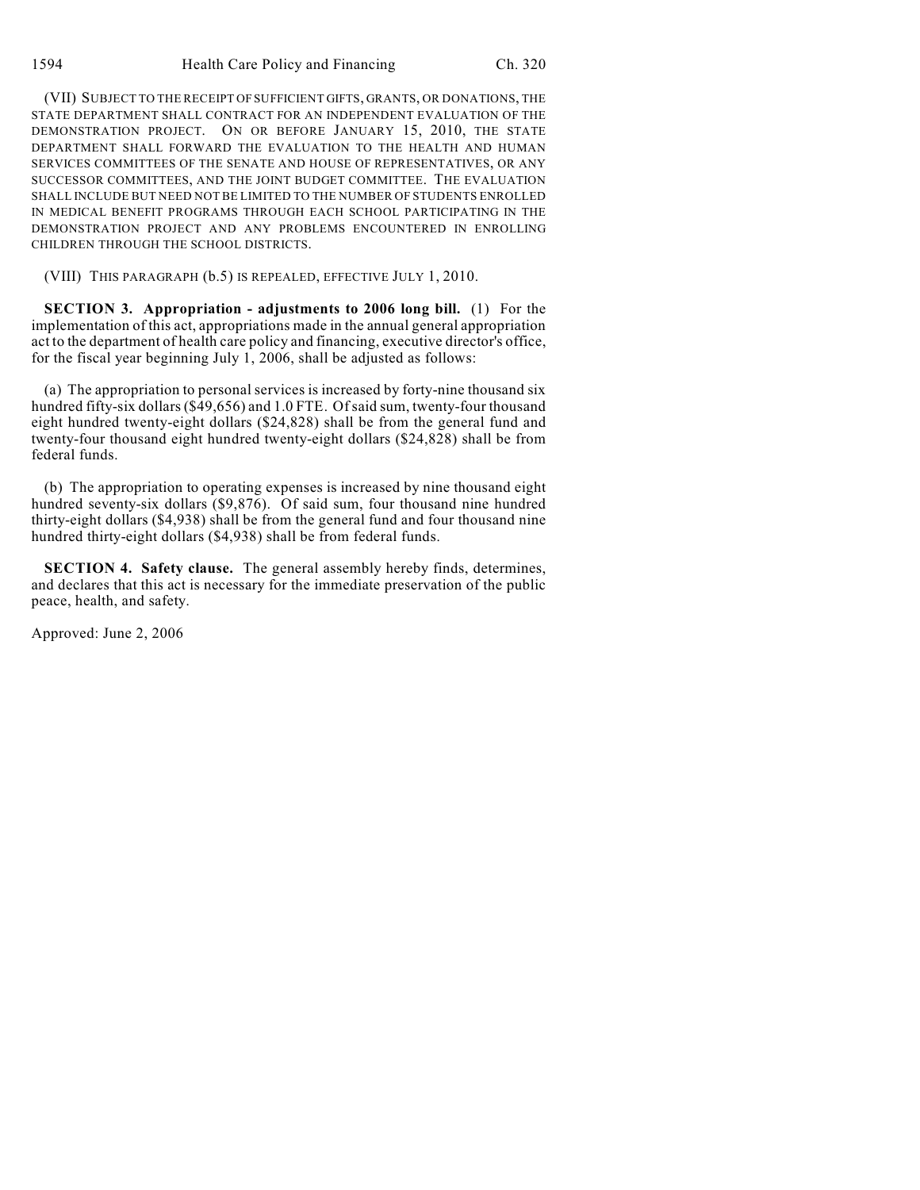(VII) SUBJECT TO THE RECEIPT OF SUFFICIENT GIFTS, GRANTS, OR DONATIONS, THE STATE DEPARTMENT SHALL CONTRACT FOR AN INDEPENDENT EVALUATION OF THE DEMONSTRATION PROJECT. ON OR BEFORE JANUARY 15, 2010, THE STATE DEPARTMENT SHALL FORWARD THE EVALUATION TO THE HEALTH AND HUMAN SERVICES COMMITTEES OF THE SENATE AND HOUSE OF REPRESENTATIVES, OR ANY SUCCESSOR COMMITTEES, AND THE JOINT BUDGET COMMITTEE. THE EVALUATION SHALL INCLUDE BUT NEED NOT BE LIMITED TO THE NUMBER OF STUDENTS ENROLLED IN MEDICAL BENEFIT PROGRAMS THROUGH EACH SCHOOL PARTICIPATING IN THE DEMONSTRATION PROJECT AND ANY PROBLEMS ENCOUNTERED IN ENROLLING CHILDREN THROUGH THE SCHOOL DISTRICTS.

(VIII) THIS PARAGRAPH (b.5) IS REPEALED, EFFECTIVE JULY 1, 2010.

**SECTION 3. Appropriation - adjustments to 2006 long bill.** (1) For the implementation of this act, appropriations made in the annual general appropriation act to the department of health care policy and financing, executive director's office, for the fiscal year beginning July 1, 2006, shall be adjusted as follows:

(a) The appropriation to personal services is increased by forty-nine thousand six hundred fifty-six dollars ($49,656) and 1.0 FTE. Of said sum, twenty-four thousand eight hundred twenty-eight dollars ($24,828) shall be from the general fund and twenty-four thousand eight hundred twenty-eight dollars ($24,828) shall be from federal funds.

(b) The appropriation to operating expenses is increased by nine thousand eight hundred seventy-six dollars ($9,876). Of said sum, four thousand nine hundred thirty-eight dollars ($4,938) shall be from the general fund and four thousand nine hundred thirty-eight dollars ($4,938) shall be from federal funds.

**SECTION 4. Safety clause.** The general assembly hereby finds, determines, and declares that this act is necessary for the immediate preservation of the public peace, health, and safety.

Approved: June 2, 2006